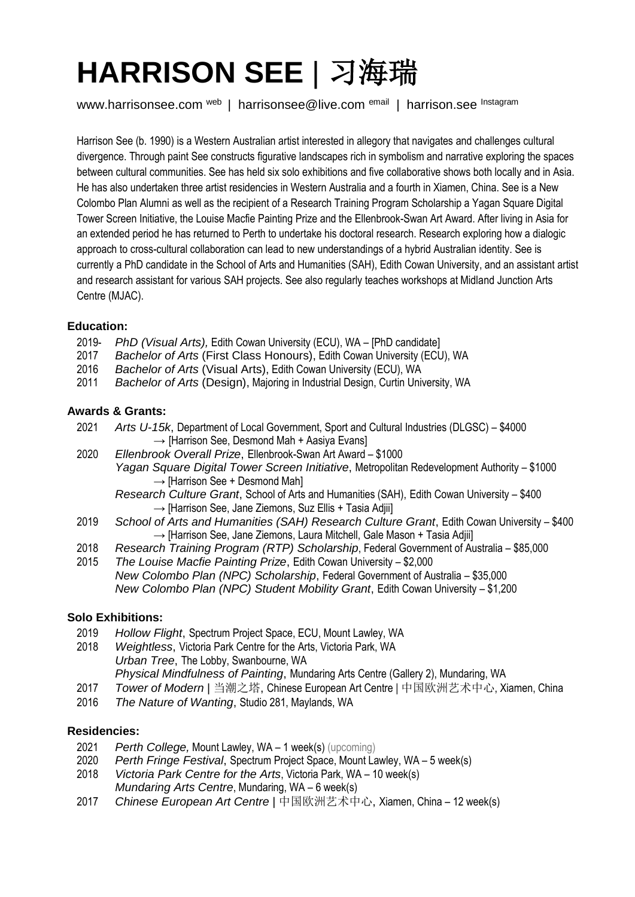# HARRISON SEE | 习海瑞

www.harrisonsee.com web | harrisonsee@live.com email | harrison.see Instagram

Harrison See (b. 1990) is a Western Australian artist interested in allegory that navigates and challenges cultural divergence. Through paint See constructs figurative landscapes rich in symbolism and narrative exploring the spaces between cultural communities. See has held six solo exhibitions and five collaborative shows both locally and in Asia. He has also undertaken three artist residencies in Western Australia and a fourth in Xiamen, China. See is a New Colombo Plan Alumni as well as the recipient of a Research Training Program Scholarship a Yagan Square Digital Tower Screen Initiative, the Louise Macfie Painting Prize and the Ellenbrook-Swan Art Award. After living in Asia for an extended period he has returned to Perth to undertake his doctoral research. Research exploring how a dialogic approach to cross-cultural collaboration can lead to new understandings of a hybrid Australian identity. See is currently a PhD candidate in the School of Arts and Humanities (SAH), Edith Cowan University, and an assistant artist and research assistant for various SAH projects. See also regularly teaches workshops at Midland Junction Arts Centre (MJAC).

### Education:

- 2019- *PhD (Visual Arts),* Edith Cowan University (ECU), WA – [PhD candidate]
- 2017 *Bachelor of Arts* (First Class Honours), Edith Cowan University (ECU), WA
- 2016 *Bachelor of Arts* (Visual Arts), Edith Cowan University (ECU), WA
- 2011 *Bachelor of Arts* (Design), Majoring in Industrial Design, Curtin University, WA

### Awards & Grants:

- 2021 *Arts U-15k*, Department of Local Government, Sport and Cultural Industries (DLGSC) – $4000
  → [Harrison See, Desmond Mah + Aasiya Evans]
- 2020 *Ellenbrook Overall Prize*, Ellenbrook-Swan Art Award – $1000
  *Yagan Square Digital Tower Screen Initiative*, Metropolitan Redevelopment Authority – $1000
  → [Harrison See + Desmond Mah]
  *Research Culture Grant*, School of Arts and Humanities (SAH), Edith Cowan University – $400
  → [Harrison See, Jane Ziemons, Suz Ellis + Tasia Adjii]
- 2019 *School of Arts and Humanities (SAH) Research Culture Grant*, Edith Cowan University – $400
  → [Harrison See, Jane Ziemons, Laura Mitchell, Gale Mason + Tasia Adjii]
- 2018 *Research Training Program (RTP) Scholarship*, Federal Government of Australia – $85,000
- 2015 *The Louise Macfie Painting Prize*, Edith Cowan University – $2,000
  *New Colombo Plan (NPC) Scholarship*, Federal Government of Australia – $35,000
  *New Colombo Plan (NPC) Student Mobility Grant*, Edith Cowan University – $1,200

### Solo Exhibitions:

- 2019 *Hollow Flight*, Spectrum Project Space, ECU, Mount Lawley, WA
- 2018 *Weightless*, Victoria Park Centre for the Arts, Victoria Park, WA
  *Urban Tree*, The Lobby, Swanbourne, WA
  *Physical Mindfulness of Painting*, Mundaring Arts Centre (Gallery 2), Mundaring, WA
- 2017 *Tower of Modern* | 当潮之塔, Chinese European Art Centre | 中国欧洲艺术中心, Xiamen, China
- 2016 *The Nature of Wanting*, Studio 281, Maylands, WA

### Residencies:

- 2021 *Perth College,* Mount Lawley, WA – 1 week(s) (upcoming)
- 2020 *Perth Fringe Festival*, Spectrum Project Space, Mount Lawley, WA – 5 week(s)
- 2018 *Victoria Park Centre for the Arts*, Victoria Park, WA – 10 week(s)
  *Mundaring Arts Centre*, Mundaring, WA – 6 week(s)
- 2017 *Chinese European Art Centre* | 中国欧洲艺术中心, Xiamen, China – 12 week(s)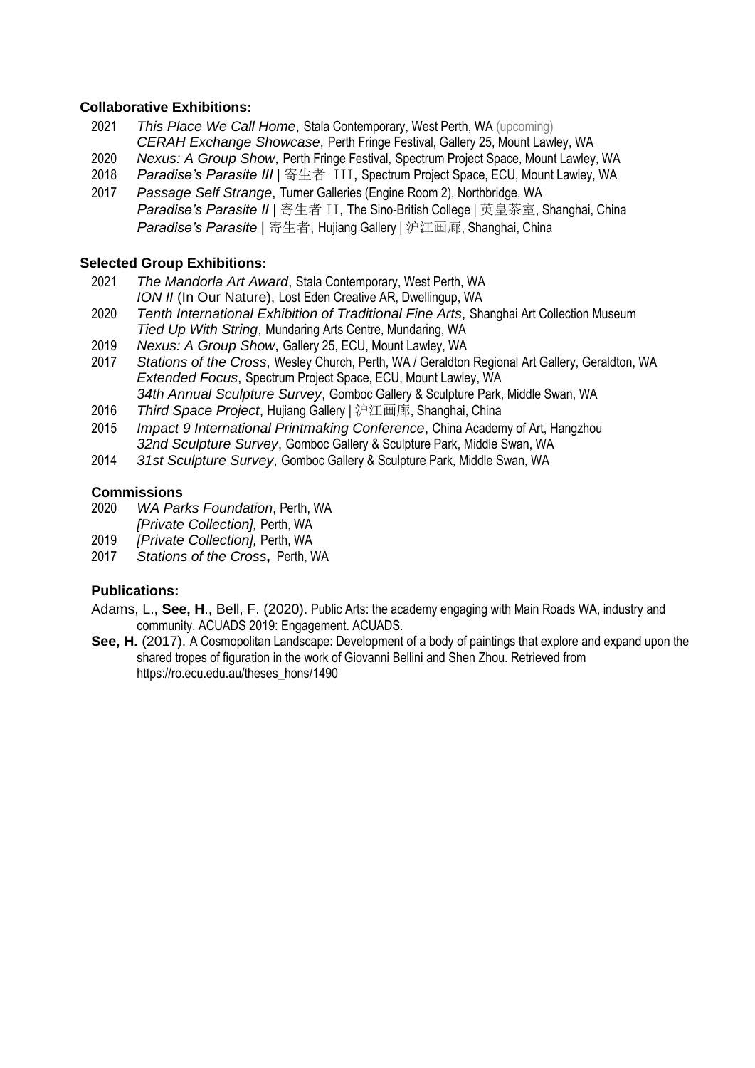**Collaborative Exhibitions:**

2021 *This Place We Call Home*, Stala Contemporary, West Perth, WA (upcoming)
*CERAH Exchange Showcase*, Perth Fringe Festival, Gallery 25, Mount Lawley, WA

2020 *Nexus: A Group Show*, Perth Fringe Festival, Spectrum Project Space, Mount Lawley, WA

2018 *Paradise's Parasite III* | 寄生者 III, Spectrum Project Space, ECU, Mount Lawley, WA

2017 *Passage Self Strange*, Turner Galleries (Engine Room 2), Northbridge, WA
*Paradise's Parasite II* | 寄生者 II, The Sino-British College | 英皇茶室, Shanghai, China
*Paradise's Parasite* | 寄生者, Hujiang Gallery | 沪江画廊, Shanghai, China

**Selected Group Exhibitions:**

2021 *The Mandorla Art Award*, Stala Contemporary, West Perth, WA
*ION II* (In Our Nature), Lost Eden Creative AR, Dwellingup, WA

2020 *Tenth International Exhibition of Traditional Fine Arts*, Shanghai Art Collection Museum
*Tied Up With String*, Mundaring Arts Centre, Mundaring, WA

2019 *Nexus: A Group Show*, Gallery 25, ECU, Mount Lawley, WA

2017 *Stations of the Cross*, Wesley Church, Perth, WA / Geraldton Regional Art Gallery, Geraldton, WA
*Extended Focus*, Spectrum Project Space, ECU, Mount Lawley, WA
*34th Annual Sculpture Survey*, Gomboc Gallery & Sculpture Park, Middle Swan, WA

2016 *Third Space Project*, Hujiang Gallery | 沪江画廊, Shanghai, China

2015 *Impact 9 International Printmaking Conference*, China Academy of Art, Hangzhou
*32nd Sculpture Survey*, Gomboc Gallery & Sculpture Park, Middle Swan, WA

2014 *31st Sculpture Survey*, Gomboc Gallery & Sculpture Park, Middle Swan, WA

**Commissions**

2020 *WA Parks Foundation*, Perth, WA
*[Private Collection],* Perth, WA

2019 *[Private Collection],* Perth, WA

2017 *Stations of the Cross***,** Perth, WA

**Publications:**

Adams, L., **See, H**., Bell, F. (2020). Public Arts: the academy engaging with Main Roads WA, industry and community. ACUADS 2019: Engagement. ACUADS.

**See, H.** (2017). A Cosmopolitan Landscape: Development of a body of paintings that explore and expand upon the shared tropes of figuration in the work of Giovanni Bellini and Shen Zhou. Retrieved from https://ro.ecu.edu.au/theses_hons/1490